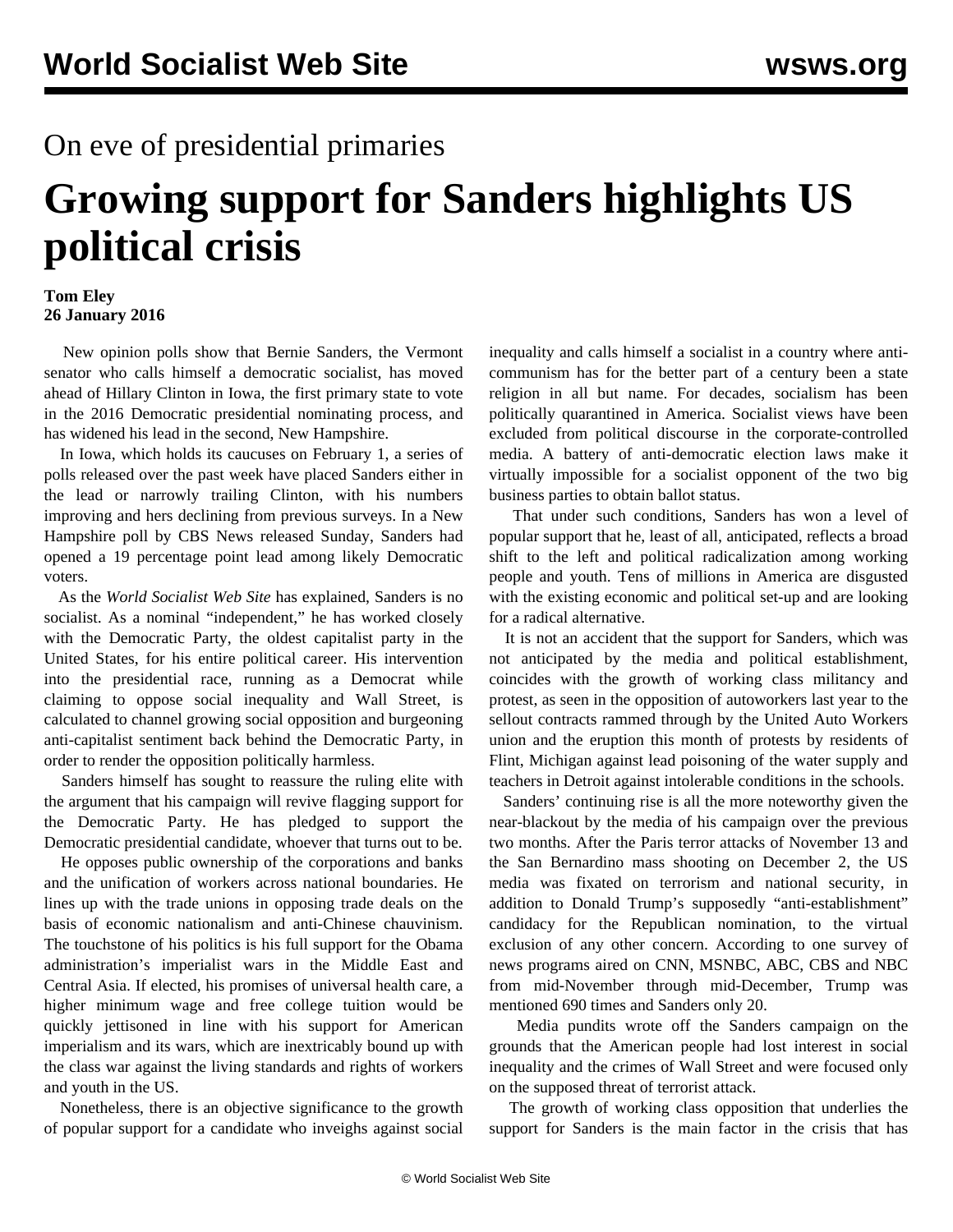On eve of presidential primaries

# Growing support for Sanders highlights US political crisis

**Tom Eley**
**26 January 2016**

New opinion polls show that Bernie Sanders, the Vermont senator who calls himself a democratic socialist, has moved ahead of Hillary Clinton in Iowa, the first primary state to vote in the 2016 Democratic presidential nominating process, and has widened his lead in the second, New Hampshire.

In Iowa, which holds its caucuses on February 1, a series of polls released over the past week have placed Sanders either in the lead or narrowly trailing Clinton, with his numbers improving and hers declining from previous surveys. In a New Hampshire poll by CBS News released Sunday, Sanders had opened a 19 percentage point lead among likely Democratic voters.

As the *World Socialist Web Site* has explained, Sanders is no socialist. As a nominal "independent," he has worked closely with the Democratic Party, the oldest capitalist party in the United States, for his entire political career. His intervention into the presidential race, running as a Democrat while claiming to oppose social inequality and Wall Street, is calculated to channel growing social opposition and burgeoning anti-capitalist sentiment back behind the Democratic Party, in order to render the opposition politically harmless.

Sanders himself has sought to reassure the ruling elite with the argument that his campaign will revive flagging support for the Democratic Party. He has pledged to support the Democratic presidential candidate, whoever that turns out to be.

He opposes public ownership of the corporations and banks and the unification of workers across national boundaries. He lines up with the trade unions in opposing trade deals on the basis of economic nationalism and anti-Chinese chauvinism. The touchstone of his politics is his full support for the Obama administration's imperialist wars in the Middle East and Central Asia. If elected, his promises of universal health care, a higher minimum wage and free college tuition would be quickly jettisoned in line with his support for American imperialism and its wars, which are inextricably bound up with the class war against the living standards and rights of workers and youth in the US.

Nonetheless, there is an objective significance to the growth of popular support for a candidate who inveighs against social inequality and calls himself a socialist in a country where anti-communism has for the better part of a century been a state religion in all but name. For decades, socialism has been politically quarantined in America. Socialist views have been excluded from political discourse in the corporate-controlled media. A battery of anti-democratic election laws make it virtually impossible for a socialist opponent of the two big business parties to obtain ballot status.

That under such conditions, Sanders has won a level of popular support that he, least of all, anticipated, reflects a broad shift to the left and political radicalization among working people and youth. Tens of millions in America are disgusted with the existing economic and political set-up and are looking for a radical alternative.

It is not an accident that the support for Sanders, which was not anticipated by the media and political establishment, coincides with the growth of working class militancy and protest, as seen in the opposition of autoworkers last year to the sellout contracts rammed through by the United Auto Workers union and the eruption this month of protests by residents of Flint, Michigan against lead poisoning of the water supply and teachers in Detroit against intolerable conditions in the schools.

Sanders' continuing rise is all the more noteworthy given the near-blackout by the media of his campaign over the previous two months. After the Paris terror attacks of November 13 and the San Bernardino mass shooting on December 2, the US media was fixated on terrorism and national security, in addition to Donald Trump's supposedly "anti-establishment" candidacy for the Republican nomination, to the virtual exclusion of any other concern. According to one survey of news programs aired on CNN, MSNBC, ABC, CBS and NBC from mid-November through mid-December, Trump was mentioned 690 times and Sanders only 20.

Media pundits wrote off the Sanders campaign on the grounds that the American people had lost interest in social inequality and the crimes of Wall Street and were focused only on the supposed threat of terrorist attack.

The growth of working class opposition that underlies the support for Sanders is the main factor in the crisis that has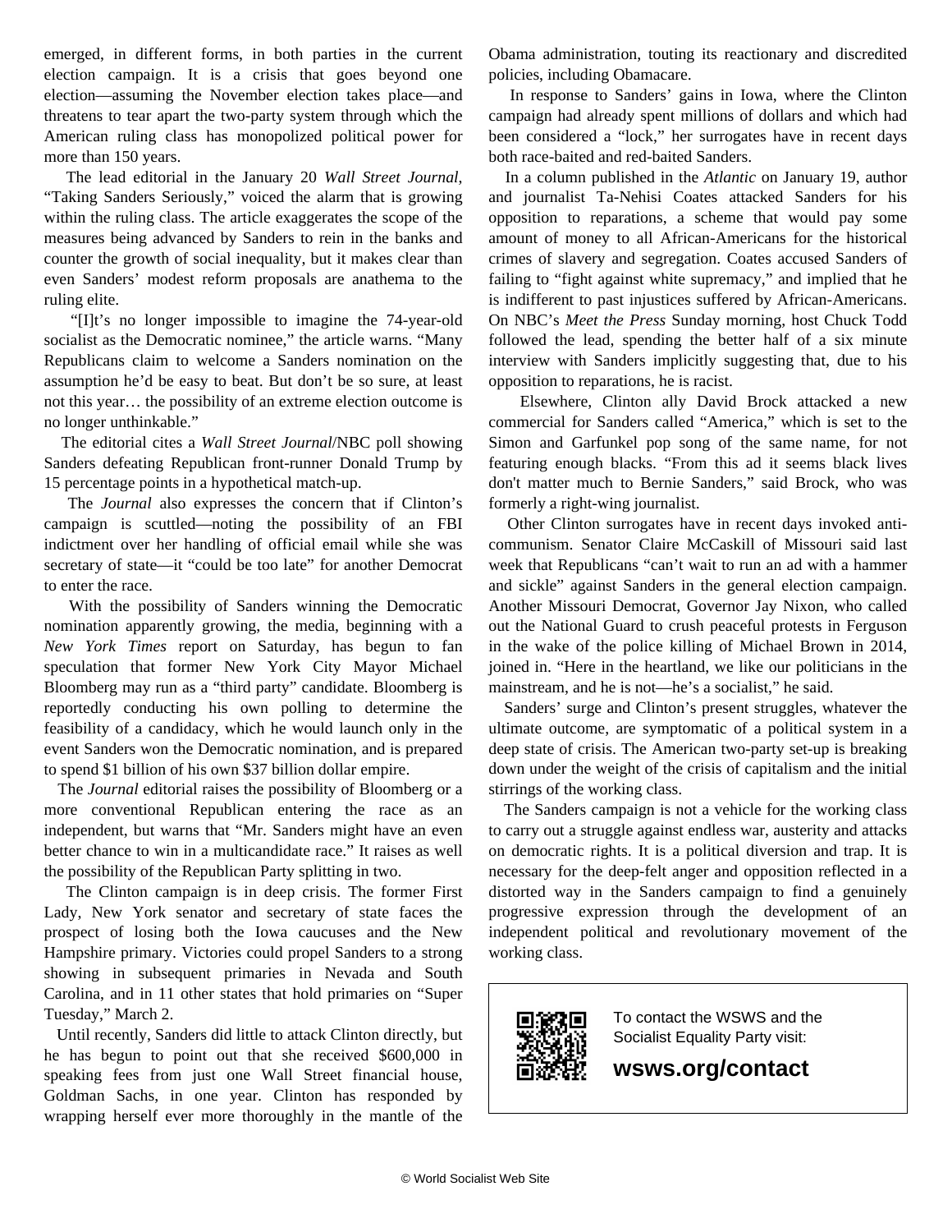emerged, in different forms, in both parties in the current election campaign. It is a crisis that goes beyond one election—assuming the November election takes place—and threatens to tear apart the two-party system through which the American ruling class has monopolized political power for more than 150 years.

The lead editorial in the January 20 *Wall Street Journal*, "Taking Sanders Seriously," voiced the alarm that is growing within the ruling class. The article exaggerates the scope of the measures being advanced by Sanders to rein in the banks and counter the growth of social inequality, but it makes clear than even Sanders' modest reform proposals are anathema to the ruling elite.

"[I]t's no longer impossible to imagine the 74-year-old socialist as the Democratic nominee," the article warns. "Many Republicans claim to welcome a Sanders nomination on the assumption he'd be easy to beat. But don't be so sure, at least not this year… the possibility of an extreme election outcome is no longer unthinkable."

The editorial cites a *Wall Street Journal*/NBC poll showing Sanders defeating Republican front-runner Donald Trump by 15 percentage points in a hypothetical match-up.

The *Journal* also expresses the concern that if Clinton's campaign is scuttled—noting the possibility of an FBI indictment over her handling of official email while she was secretary of state—it "could be too late" for another Democrat to enter the race.

With the possibility of Sanders winning the Democratic nomination apparently growing, the media, beginning with a *New York Times* report on Saturday, has begun to fan speculation that former New York City Mayor Michael Bloomberg may run as a "third party" candidate. Bloomberg is reportedly conducting his own polling to determine the feasibility of a candidacy, which he would launch only in the event Sanders won the Democratic nomination, and is prepared to spend $1 billion of his own $37 billion dollar empire.

The *Journal* editorial raises the possibility of Bloomberg or a more conventional Republican entering the race as an independent, but warns that "Mr. Sanders might have an even better chance to win in a multicandidate race." It raises as well the possibility of the Republican Party splitting in two.

The Clinton campaign is in deep crisis. The former First Lady, New York senator and secretary of state faces the prospect of losing both the Iowa caucuses and the New Hampshire primary. Victories could propel Sanders to a strong showing in subsequent primaries in Nevada and South Carolina, and in 11 other states that hold primaries on "Super Tuesday," March 2.

Until recently, Sanders did little to attack Clinton directly, but he has begun to point out that she received $600,000 in speaking fees from just one Wall Street financial house, Goldman Sachs, in one year. Clinton has responded by wrapping herself ever more thoroughly in the mantle of the Obama administration, touting its reactionary and discredited policies, including Obamacare.

In response to Sanders' gains in Iowa, where the Clinton campaign had already spent millions of dollars and which had been considered a "lock," her surrogates have in recent days both race-baited and red-baited Sanders.

In a column published in the *Atlantic* on January 19, author and journalist Ta-Nehisi Coates attacked Sanders for his opposition to reparations, a scheme that would pay some amount of money to all African-Americans for the historical crimes of slavery and segregation. Coates accused Sanders of failing to "fight against white supremacy," and implied that he is indifferent to past injustices suffered by African-Americans. On NBC's *Meet the Press* Sunday morning, host Chuck Todd followed the lead, spending the better half of a six minute interview with Sanders implicitly suggesting that, due to his opposition to reparations, he is racist.

Elsewhere, Clinton ally David Brock attacked a new commercial for Sanders called "America," which is set to the Simon and Garfunkel pop song of the same name, for not featuring enough blacks. "From this ad it seems black lives don't matter much to Bernie Sanders," said Brock, who was formerly a right-wing journalist.

Other Clinton surrogates have in recent days invoked anti-communism. Senator Claire McCaskill of Missouri said last week that Republicans "can't wait to run an ad with a hammer and sickle" against Sanders in the general election campaign. Another Missouri Democrat, Governor Jay Nixon, who called out the National Guard to crush peaceful protests in Ferguson in the wake of the police killing of Michael Brown in 2014, joined in. "Here in the heartland, we like our politicians in the mainstream, and he is not—he's a socialist," he said.

Sanders' surge and Clinton's present struggles, whatever the ultimate outcome, are symptomatic of a political system in a deep state of crisis. The American two-party set-up is breaking down under the weight of the crisis of capitalism and the initial stirrings of the working class.

The Sanders campaign is not a vehicle for the working class to carry out a struggle against endless war, austerity and attacks on democratic rights. It is a political diversion and trap. It is necessary for the deep-felt anger and opposition reflected in a distorted way in the Sanders campaign to find a genuinely progressive expression through the development of an independent political and revolutionary movement of the working class.

To contact the WSWS and the Socialist Equality Party visit:

**wsws.org/contact**